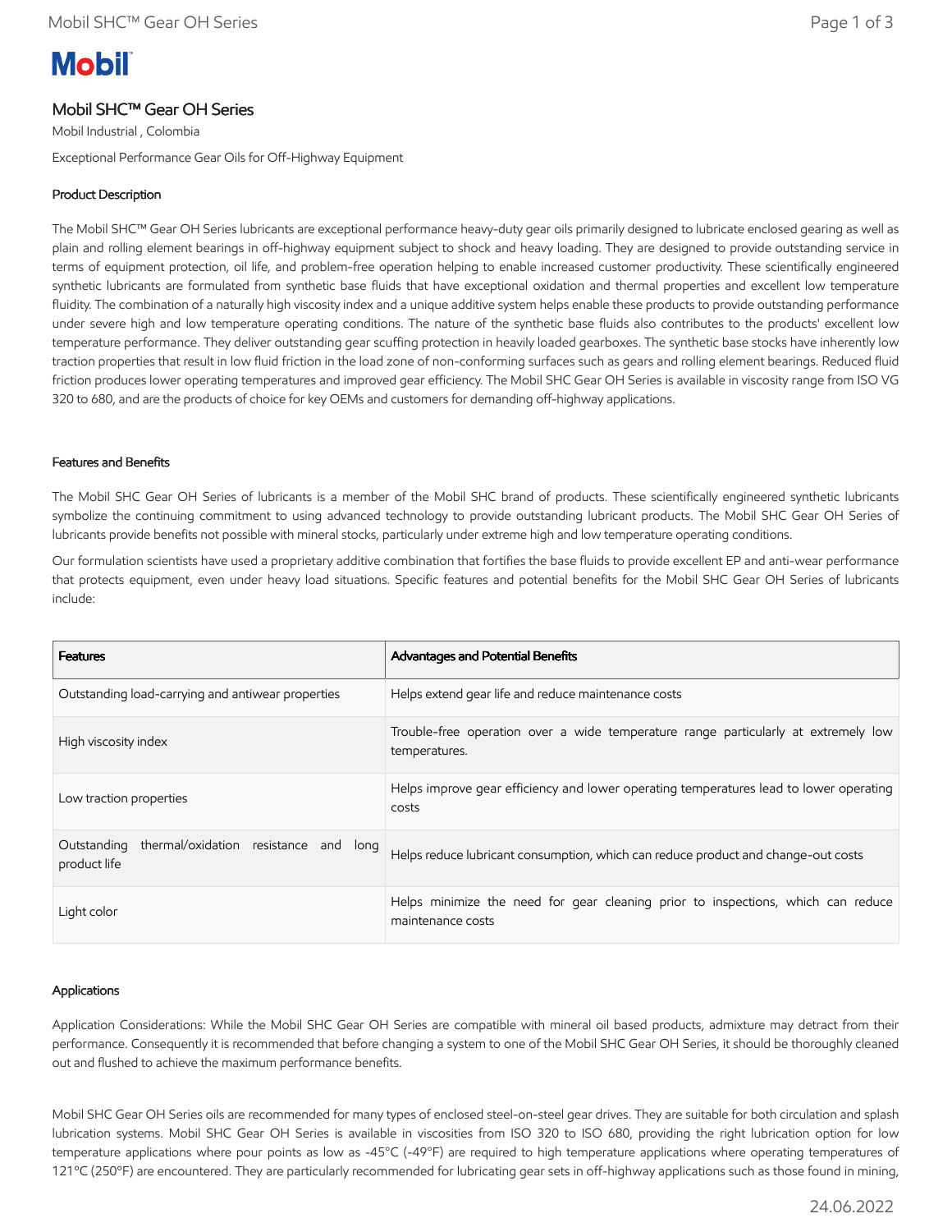**Mobil**

# Mobil SHC™ Gear OH Series

Mobil Industrial , Colombia

Exceptional Performance Gear Oils for Off-Highway Equipment

## Product Description

The Mobil SHC™ Gear OH Series lubricants are exceptional performance heavy-duty gear oils primarily designed to lubricate enclosed gearing as well as plain and rolling element bearings in off-highway equipment subject to shock and heavy loading. They are designed to provide outstanding service in terms of equipment protection, oil life, and problem-free operation helping to enable increased customer productivity. These scientifically engineered synthetic lubricants are formulated from synthetic base fluids that have exceptional oxidation and thermal properties and excellent low temperature fluidity. The combination of a naturally high viscosity index and a unique additive system helps enable these products to provide outstanding performance under severe high and low temperature operating conditions. The nature of the synthetic base fluids also contributes to the products' excellent low temperature performance. They deliver outstanding gear scuffing protection in heavily loaded gearboxes. The synthetic base stocks have inherently low traction properties that result in low fluid friction in the load zone of non-conforming surfaces such as gears and rolling element bearings. Reduced fluid friction produces lower operating temperatures and improved gear efficiency. The Mobil SHC Gear OH Series is available in viscosity range from ISO VG 320 to 680, and are the products of choice for key OEMs and customers for demanding off-highway applications.

## Features and Benefits

The Mobil SHC Gear OH Series of lubricants is a member of the Mobil SHC brand of products. These scientifically engineered synthetic lubricants symbolize the continuing commitment to using advanced technology to provide outstanding lubricant products. The Mobil SHC Gear OH Series of lubricants provide benefits not possible with mineral stocks, particularly under extreme high and low temperature operating conditions.

Our formulation scientists have used a proprietary additive combination that fortifies the base fluids to provide excellent EP and anti-wear performance that protects equipment, even under heavy load situations. Specific features and potential benefits for the Mobil SHC Gear OH Series of lubricants include:

| Features | Advantages and Potential Benefits |
| --- | --- |
| Outstanding load-carrying and antiwear properties | Helps extend gear life and reduce maintenance costs |
| High viscosity index | Trouble-free operation over a wide temperature range particularly at extremely low temperatures. |
| Low traction properties | Helps improve gear efficiency and lower operating temperatures lead to lower operating costs |
| Outstanding thermal/oxidation resistance and long product life | Helps reduce lubricant consumption, which can reduce product and change-out costs |
| Light color | Helps minimize the need for gear cleaning prior to inspections, which can reduce maintenance costs |

## Applications

Application Considerations: While the Mobil SHC Gear OH Series are compatible with mineral oil based products, admixture may detract from their performance. Consequently it is recommended that before changing a system to one of the Mobil SHC Gear OH Series, it should be thoroughly cleaned out and flushed to achieve the maximum performance benefits.

Mobil SHC Gear OH Series oils are recommended for many types of enclosed steel-on-steel gear drives. They are suitable for both circulation and splash lubrication systems. Mobil SHC Gear OH Series is available in viscosities from ISO 320 to ISO 680, providing the right lubrication option for low temperature applications where pour points as low as -45°C (-49°F) are required to high temperature applications where operating temperatures of 121°C (250°F) are encountered. They are particularly recommended for lubricating gear sets in off-highway applications such as those found in mining,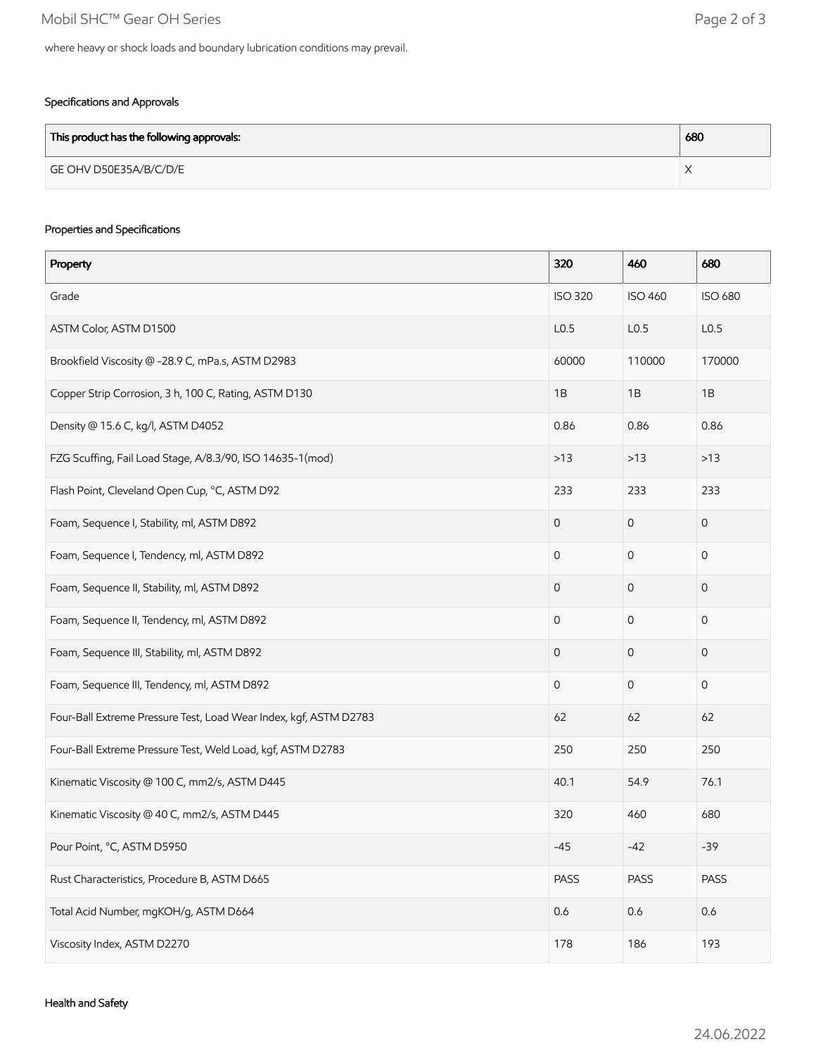where heavy or shock loads and boundary lubrication conditions may prevail.

### Specifications and Approvals

| This product has the following approvals: | 680 |
|---|---|
| GE OHV D50E35A/B/C/D/E | X |

### Properties and Specifications

| Property | 320 | 460 | 680 |
|---|---|---|---|
| Grade | ISO 320 | ISO 460 | ISO 680 |
| ASTM Color, ASTM D1500 | L0.5 | L0.5 | L0.5 |
| Brookfield Viscosity @ -28.9 C, mPa.s, ASTM D2983 | 60000 | 110000 | 170000 |
| Copper Strip Corrosion, 3 h, 100 C, Rating, ASTM D130 | 1B | 1B | 1B |
| Density @ 15.6 C, kg/l, ASTM D4052 | 0.86 | 0.86 | 0.86 |
| FZG Scuffing, Fail Load Stage, A/8.3/90, ISO 14635-1(mod) | >13 | >13 | >13 |
| Flash Point, Cleveland Open Cup, °C, ASTM D92 | 233 | 233 | 233 |
| Foam, Sequence I, Stability, ml, ASTM D892 | 0 | 0 | 0 |
| Foam, Sequence I, Tendency, ml, ASTM D892 | 0 | 0 | 0 |
| Foam, Sequence II, Stability, ml, ASTM D892 | 0 | 0 | 0 |
| Foam, Sequence II, Tendency, ml, ASTM D892 | 0 | 0 | 0 |
| Foam, Sequence III, Stability, ml, ASTM D892 | 0 | 0 | 0 |
| Foam, Sequence III, Tendency, ml, ASTM D892 | 0 | 0 | 0 |
| Four-Ball Extreme Pressure Test, Load Wear Index, kgf, ASTM D2783 | 62 | 62 | 62 |
| Four-Ball Extreme Pressure Test, Weld Load, kgf, ASTM D2783 | 250 | 250 | 250 |
| Kinematic Viscosity @ 100 C, mm2/s, ASTM D445 | 40.1 | 54.9 | 76.1 |
| Kinematic Viscosity @ 40 C, mm2/s, ASTM D445 | 320 | 460 | 680 |
| Pour Point, °C, ASTM D5950 | -45 | -42 | -39 |
| Rust Characteristics, Procedure B, ASTM D665 | PASS | PASS | PASS |
| Total Acid Number, mgKOH/g, ASTM D664 | 0.6 | 0.6 | 0.6 |
| Viscosity Index, ASTM D2270 | 178 | 186 | 193 |

### Health and Safety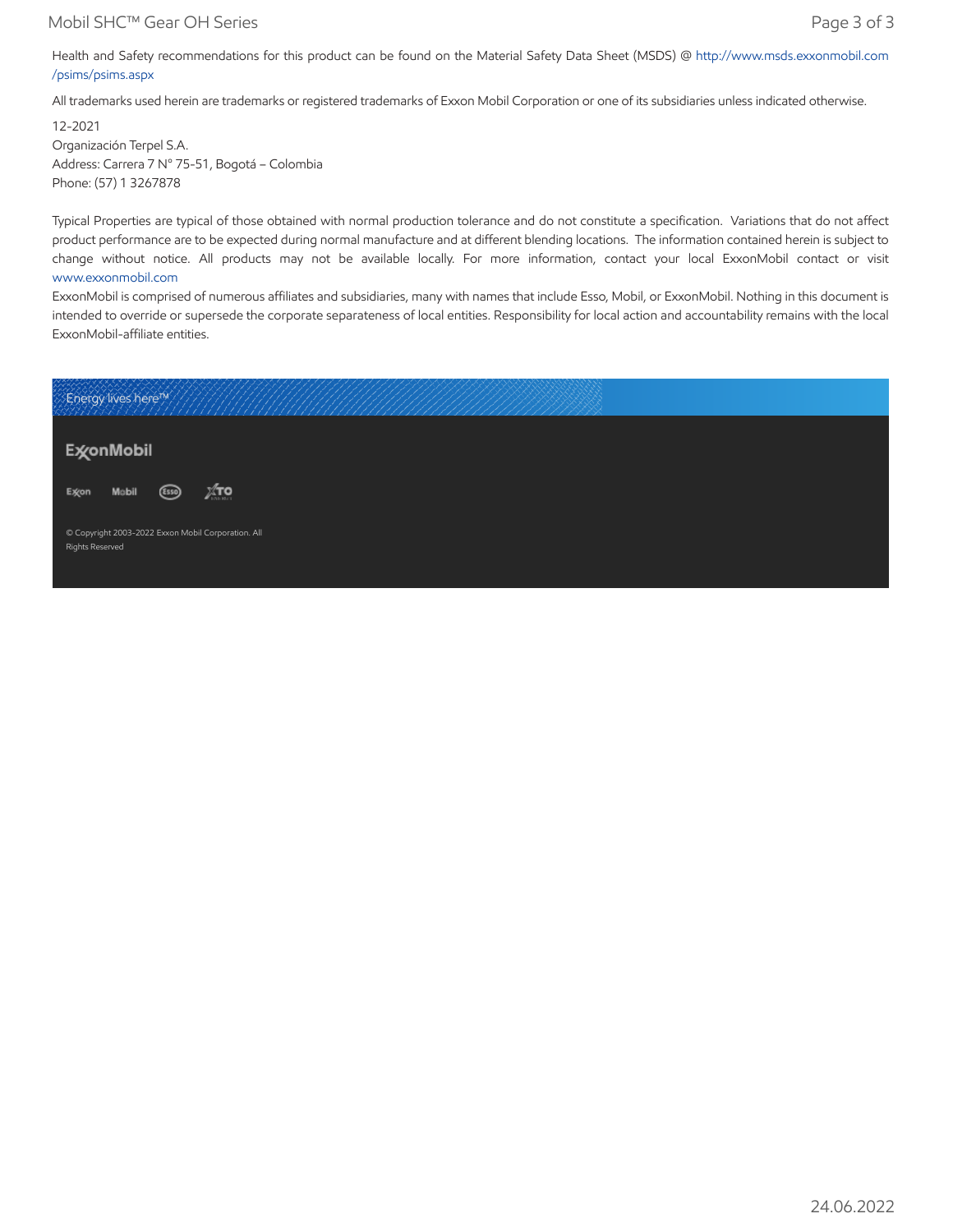Health and Safety recommendations for this product can be found on the Material Safety Data Sheet (MSDS) @ http://www.msds.exxonmobil.com/psims/psims.aspx

All trademarks used herein are trademarks or registered trademarks of Exxon Mobil Corporation or one of its subsidiaries unless indicated otherwise.

12-2021
Organización Terpel S.A.
Address: Carrera 7 N° 75-51, Bogotá – Colombia
Phone: (57) 1 3267878

Typical Properties are typical of those obtained with normal production tolerance and do not constitute a specification. Variations that do not affect product performance are to be expected during normal manufacture and at different blending locations. The information contained herein is subject to change without notice. All products may not be available locally. For more information, contact your local ExxonMobil contact or visit www.exxonmobil.com

ExxonMobil is comprised of numerous affiliates and subsidiaries, many with names that include Esso, Mobil, or ExxonMobil. Nothing in this document is intended to override or supersede the corporate separateness of local entities. Responsibility for local action and accountability remains with the local ExxonMobil-affiliate entities.

Energy lives here™

ExxonMobil

Exxon Mobil Esso XTO

© Copyright 2003-2022 Exxon Mobil Corporation. All Rights Reserved